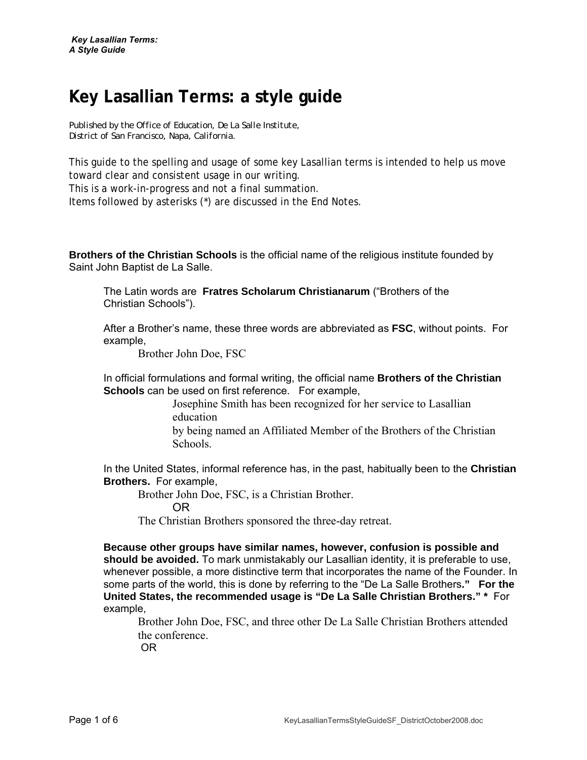# Key Lasallian Terms: a style guide

Published by the Office of Education, De La Salle Institute,
District of San Francisco, Napa, California.

This guide to the spelling and usage of some key Lasallian terms is intended to help us move toward clear and consistent usage in our writing.
This is a work-in-progress and not a final summation.
Items followed by asterisks (*) are discussed in the End Notes.

**Brothers of the Christian Schools** is the official name of the religious institute founded by Saint John Baptist de La Salle.

> The Latin words are **Fratres Scholarum Christianarum** ("Brothers of the Christian Schools").
>
> After a Brother's name, these three words are abbreviated as **FSC**, without points. For example,
>
> > Brother John Doe, FSC
>
> In official formulations and formal writing, the official name **Brothers of the Christian Schools** can be used on first reference. For example,
>
> > Josephine Smith has been recognized for her service to Lasallian education
> > by being named an Affiliated Member of the Brothers of the Christian Schools.
>
> In the United States, informal reference has, in the past, habitually been to the **Christian Brothers.** For example,
>
> > Brother John Doe, FSC, is a Christian Brother.
> >
> > OR
> >
> > The Christian Brothers sponsored the three-day retreat.
>
> **Because other groups have similar names, however, confusion is possible and should be avoided.** To mark unmistakably our Lasallian identity, it is preferable to use, whenever possible, a more distinctive term that incorporates the name of the Founder. In some parts of the world, this is done by referring to the "De La Salle Brothers**."** **For the United States, the recommended usage is "De La Salle Christian Brothers." *** For example,
>
> > Brother John Doe, FSC, and three other De La Salle Christian Brothers attended the conference.
> >
> > OR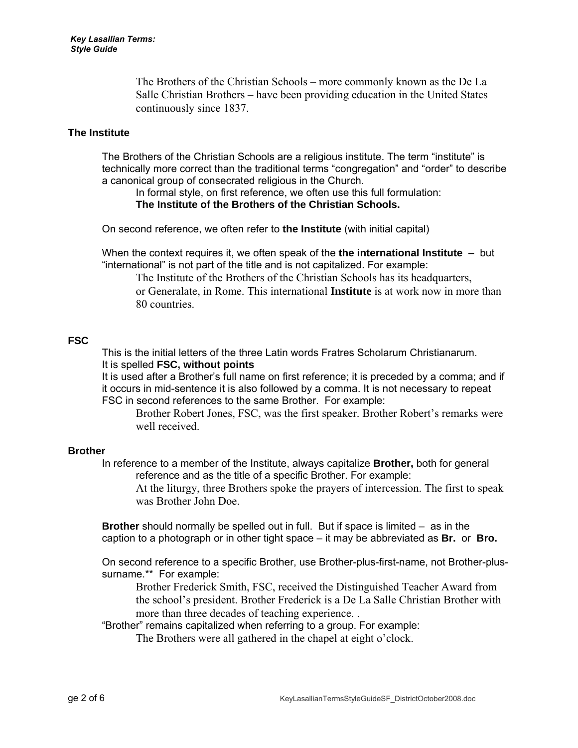The Brothers of the Christian Schools – more commonly known as the De La Salle Christian Brothers – have been providing education in the United States continuously since 1837.

### The Institute

The Brothers of the Christian Schools are a religious institute. The term “institute” is technically more correct than the traditional terms “congregation” and “order” to describe a canonical group of consecrated religious in the Church.

In formal style, on first reference, we often use this full formulation:
**The Institute of the Brothers of the Christian Schools.**

On second reference, we often refer to **the Institute** (with initial capital)

When the context requires it, we often speak of the **the international Institute** – but “international” is not part of the title and is not capitalized. For example:

> The Institute of the Brothers of the Christian Schools has its headquarters, or Generalate, in Rome. This international **Institute** is at work now in more than 80 countries.

### FSC

This is the initial letters of the three Latin words Fratres Scholarum Christianarum.
It is spelled **FSC, without points**
It is used after a Brother’s full name on first reference; it is preceded by a comma; and if it occurs in mid-sentence it is also followed by a comma. It is not necessary to repeat FSC in second references to the same Brother. For example:

> Brother Robert Jones, FSC, was the first speaker. Brother Robert’s remarks were well received.

### Brother

In reference to a member of the Institute, always capitalize **Brother,** both for general reference and as the title of a specific Brother. For example:

> At the liturgy, three Brothers spoke the prayers of intercession. The first to speak was Brother John Doe.

**Brother** should normally be spelled out in full. But if space is limited – as in the caption to a photograph or in other tight space – it may be abbreviated as **Br.** or **Bro.**

On second reference to a specific Brother, use Brother-plus-first-name, not Brother-plus-surname.** For example:

> Brother Frederick Smith, FSC, received the Distinguished Teacher Award from the school’s president. Brother Frederick is a De La Salle Christian Brother with more than three decades of teaching experience. .

“Brother” remains capitalized when referring to a group. For example:

> The Brothers were all gathered in the chapel at eight o’clock.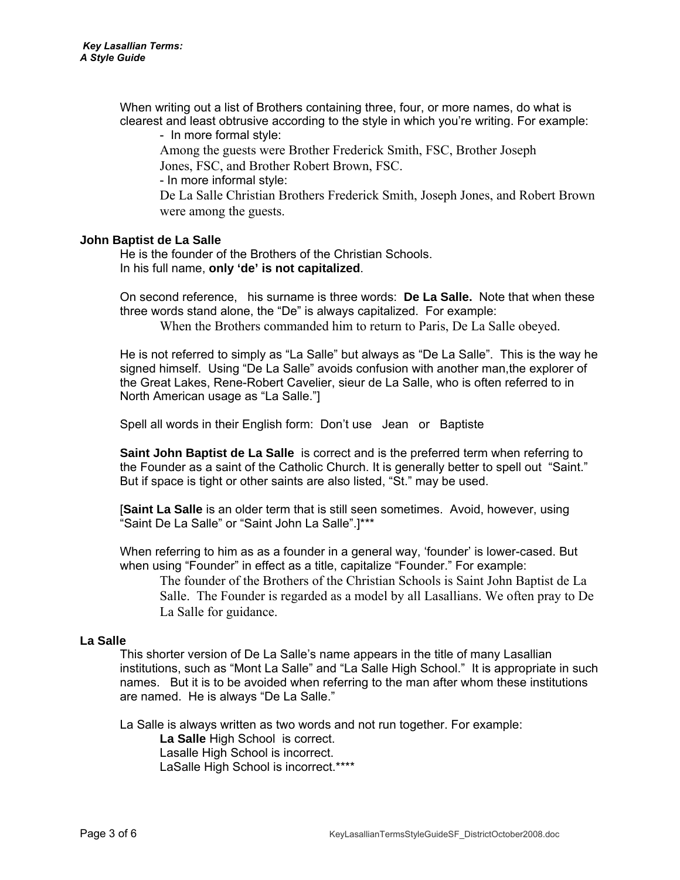When writing out a list of Brothers containing three, four, or more names, do what is clearest and least obtrusive according to the style in which you're writing. For example:

- In more formal style:

  Among the guests were Brother Frederick Smith, FSC, Brother Joseph Jones, FSC, and Brother Robert Brown, FSC.

- In more informal style:

  De La Salle Christian Brothers Frederick Smith, Joseph Jones, and Robert Brown were among the guests.

**John Baptist de La Salle**

He is the founder of the Brothers of the Christian Schools.
In his full name, **only 'de' is not capitalized**.

On second reference, his surname is three words: **De La Salle.** Note that when these three words stand alone, the "De" is always capitalized. For example:

> When the Brothers commanded him to return to Paris, De La Salle obeyed.

He is not referred to simply as "La Salle" but always as "De La Salle". This is the way he signed himself. Using "De La Salle" avoids confusion with another man,the explorer of the Great Lakes, Rene-Robert Cavelier, sieur de La Salle, who is often referred to in North American usage as "La Salle."]

Spell all words in their English form: Don't use Jean or Baptiste

**Saint John Baptist de La Salle** is correct and is the preferred term when referring to the Founder as a saint of the Catholic Church. It is generally better to spell out "Saint." But if space is tight or other saints are also listed, "St." may be used.

[**Saint La Salle** is an older term that is still seen sometimes. Avoid, however, using "Saint De La Salle" or "Saint John La Salle".]***

When referring to him as as a founder in a general way, 'founder' is lower-cased. But when using "Founder" in effect as a title, capitalize "Founder." For example:

> The founder of the Brothers of the Christian Schools is Saint John Baptist de La Salle. The Founder is regarded as a model by all Lasallians. We often pray to De La Salle for guidance.

**La Salle**

This shorter version of De La Salle's name appears in the title of many Lasallian institutions, such as "Mont La Salle" and "La Salle High School." It is appropriate in such names. But it is to be avoided when referring to the man after whom these institutions are named. He is always "De La Salle."

La Salle is always written as two words and not run together. For example:

**La Salle** High School is correct.
Lasalle High School is incorrect.
LaSalle High School is incorrect.****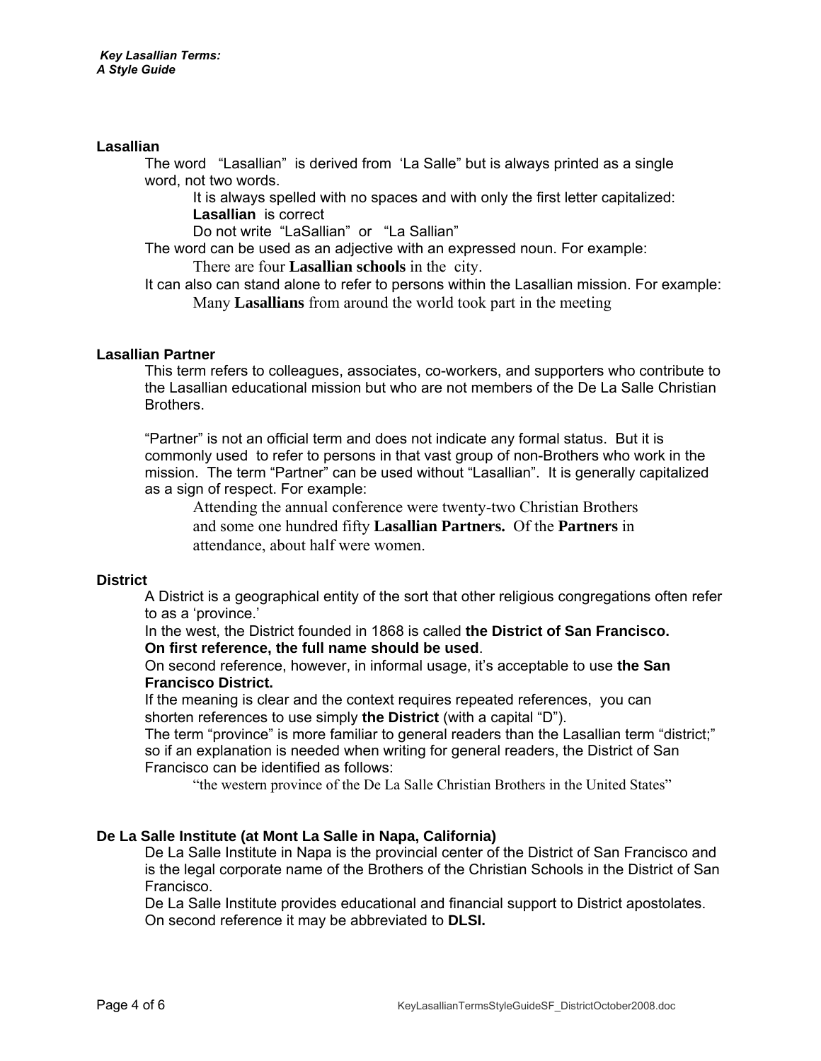## Lasallian

The word "Lasallian" is derived from 'La Salle" but is always printed as a single word, not two words.

It is always spelled with no spaces and with only the first letter capitalized: **Lasallian** is correct

Do not write "LaSallian" or "La Sallian"

The word can be used as an adjective with an expressed noun. For example:

> There are four **Lasallian schools** in the city.

It can also can stand alone to refer to persons within the Lasallian mission. For example:

> Many **Lasallians** from around the world took part in the meeting

## Lasallian Partner

This term refers to colleagues, associates, co-workers, and supporters who contribute to the Lasallian educational mission but who are not members of the De La Salle Christian Brothers.

"Partner" is not an official term and does not indicate any formal status. But it is commonly used to refer to persons in that vast group of non-Brothers who work in the mission. The term "Partner" can be used without "Lasallian". It is generally capitalized as a sign of respect. For example:

> Attending the annual conference were twenty-two Christian Brothers and some one hundred fifty **Lasallian Partners.** Of the **Partners** in attendance, about half were women.

## District

A District is a geographical entity of the sort that other religious congregations often refer to as a 'province.'

In the west, the District founded in 1868 is called **the District of San Francisco.**
**On first reference, the full name should be used**.

On second reference, however, in informal usage, it's acceptable to use **the San Francisco District.**

If the meaning is clear and the context requires repeated references, you can shorten references to use simply **the District** (with a capital "D").

The term "province" is more familiar to general readers than the Lasallian term "district;" so if an explanation is needed when writing for general readers, the District of San Francisco can be identified as follows:

> "the western province of the De La Salle Christian Brothers in the United States"

## De La Salle Institute (at Mont La Salle in Napa, California)

De La Salle Institute in Napa is the provincial center of the District of San Francisco and is the legal corporate name of the Brothers of the Christian Schools in the District of San Francisco.

De La Salle Institute provides educational and financial support to District apostolates. On second reference it may be abbreviated to **DLSI.**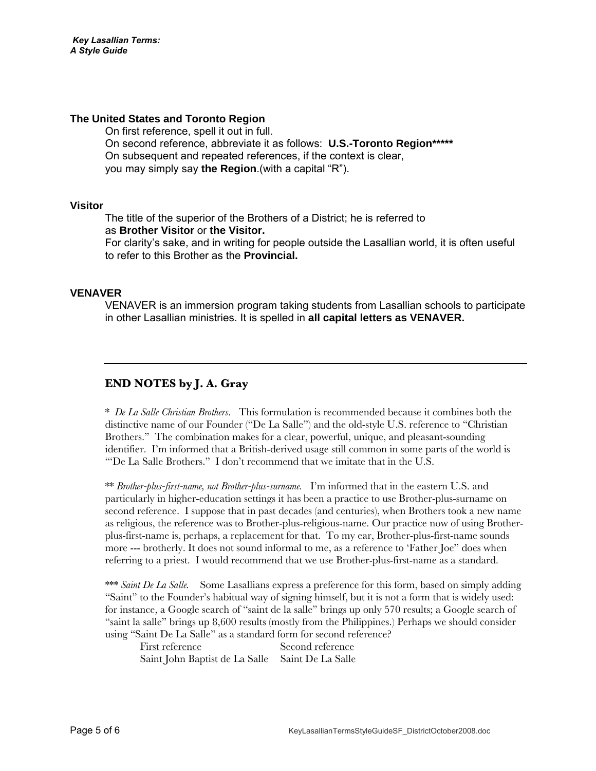### The United States and Toronto Region

On first reference, spell it out in full.
On second reference, abbreviate it as follows: **U.S.-Toronto Region*****
On subsequent and repeated references, if the context is clear,
you may simply say **the Region**.(with a capital "R").

### Visitor

The title of the superior of the Brothers of a District; he is referred to as **Brother Visitor** or **the Visitor.**
For clarity's sake, and in writing for people outside the Lasallian world, it is often useful to refer to this Brother as the **Provincial.**

### VENAVER

VENAVER is an immersion program taking students from Lasallian schools to participate in other Lasallian ministries. It is spelled in **all capital letters as VENAVER.**

---

## END NOTES by J. A. Gray

* *De La Salle Christian Brothers*. This formulation is recommended because it combines both the distinctive name of our Founder ("De La Salle") and the old-style U.S. reference to "Christian Brothers." The combination makes for a clear, powerful, unique, and pleasant-sounding identifier. I'm informed that a British-derived usage still common in some parts of the world is "'De La Salle Brothers." I don't recommend that we imitate that in the U.S.

** *Brother-plus-first-name, not Brother-plus-surname.* I'm informed that in the eastern U.S. and particularly in higher-education settings it has been a practice to use Brother-plus-surname on second reference. I suppose that in past decades (and centuries), when Brothers took a new name as religious, the reference was to Brother-plus-religious-name. Our practice now of using Brother-plus-first-name is, perhaps, a replacement for that. To my ear, Brother-plus-first-name sounds more --- brotherly. It does not sound informal to me, as a reference to 'Father Joe" does when referring to a priest. I would recommend that we use Brother-plus-first-name as a standard.

*** *Saint De La Salle.* Some Lasallians express a preference for this form, based on simply adding "Saint" to the Founder's habitual way of signing himself, but it is not a form that is widely used: for instance, a Google search of "saint de la salle" brings up only 570 results; a Google search of "saint la salle" brings up 8,600 results (mostly from the Philippines.) Perhaps we should consider using "Saint De La Salle" as a standard form for second reference?

| First reference | Second reference |
| --- | --- |
| Saint John Baptist de La Salle | Saint De La Salle |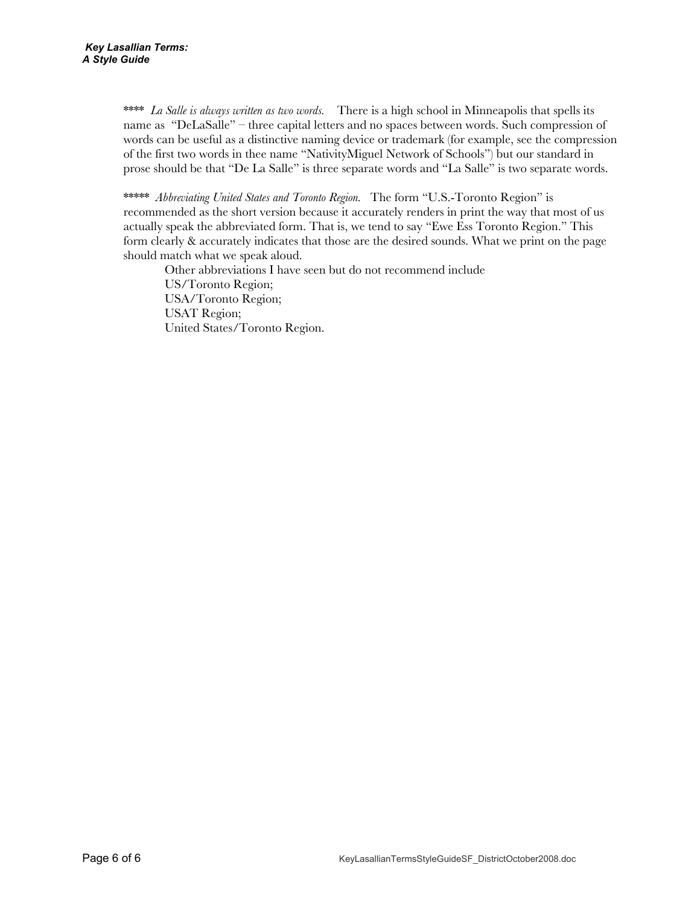\*\*\*\* *La Salle is always written as two words.* There is a high school in Minneapolis that spells its name as "DeLaSalle" – three capital letters and no spaces between words. Such compression of words can be useful as a distinctive naming device or trademark (for example, see the compression of the first two words in thee name "NativityMiguel Network of Schools") but our standard in prose should be that "De La Salle" is three separate words and "La Salle" is two separate words.

\*\*\*\*\* *Abbreviating United States and Toronto Region.* The form "U.S.-Toronto Region" is recommended as the short version because it accurately renders in print the way that most of us actually speak the abbreviated form. That is, we tend to say "Ewe Ess Toronto Region." This form clearly & accurately indicates that those are the desired sounds. What we print on the page should match what we speak aloud.

Other abbreviations I have seen but do not recommend include

US/Toronto Region;

USA/Toronto Region;

USAT Region;

United States/Toronto Region.